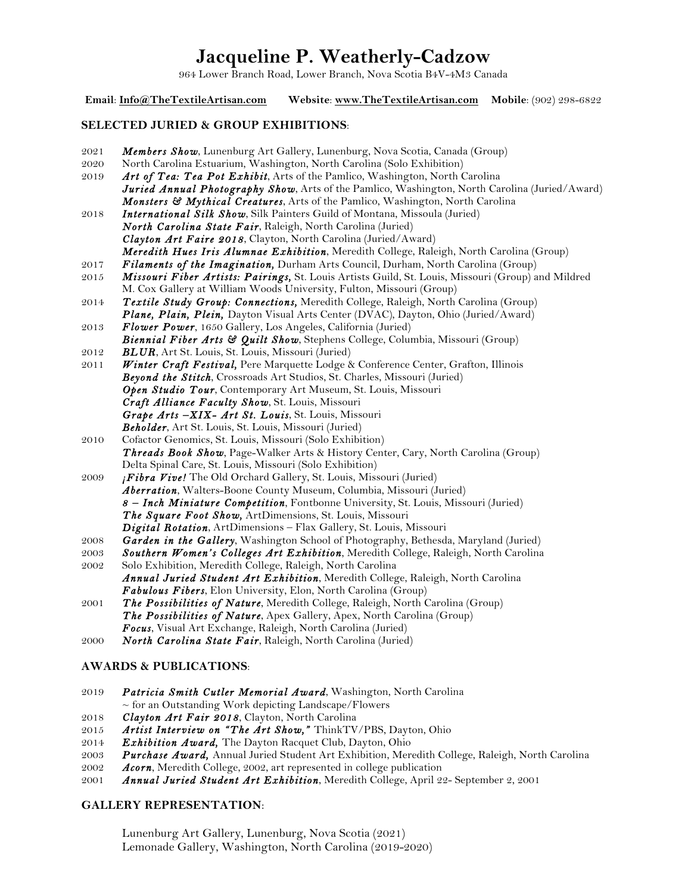# Jacqueline P. Weatherly-Cadzow

964 Lower Branch Road, Lower Branch, Nova Scotia B4V-4M3 Canada

**Email**: **Info@TheTextileArtisan.com** **Website**: **www.TheTextileArtisan.com** **Mobile**: (902) 298-6822

## SELECTED JURIED & GROUP EXHIBITIONS:

2021 ***Members Show***, Lunenburg Art Gallery, Lunenburg, Nova Scotia, Canada (Group)
2020 North Carolina Estuarium, Washington, North Carolina (Solo Exhibition)
2019 ***Art of Tea: Tea Pot Exhibit***, Arts of the Pamlico, Washington, North Carolina
***Juried Annual Photography Show***, Arts of the Pamlico, Washington, North Carolina (Juried/Award)
***Monsters & Mythical Creatures***, Arts of the Pamlico, Washington, North Carolina
2018 ***International Silk Show***, Silk Painters Guild of Montana, Missoula (Juried)
***North Carolina State Fair***, Raleigh, North Carolina (Juried)
***Clayton Art Faire 2018***, Clayton, North Carolina (Juried/Award)
***Meredith Hues Iris Alumnae Exhibition***, Meredith College, Raleigh, North Carolina (Group)
2017 ***Filaments of the Imagination,*** Durham Arts Council, Durham, North Carolina (Group)
2015 ***Missouri Fiber Artists: Pairings,*** St. Louis Artists Guild, St. Louis, Missouri (Group) and Mildred M. Cox Gallery at William Woods University, Fulton, Missouri (Group)
2014 ***Textile Study Group: Connections,*** Meredith College, Raleigh, North Carolina (Group)
***Plane, Plain, Plein,*** Dayton Visual Arts Center (DVAC), Dayton, Ohio (Juried/Award)
2013 ***Flower Power***, 1650 Gallery, Los Angeles, California (Juried)
***Biennial Fiber Arts & Quilt Show***, Stephens College, Columbia, Missouri (Group)
2012 ***BLUR***, Art St. Louis, St. Louis, Missouri (Juried)
2011 ***Winter Craft Festival,*** Pere Marquette Lodge & Conference Center, Grafton, Illinois
***Beyond the Stitch***, Crossroads Art Studios, St. Charles, Missouri (Juried)
***Open Studio Tour***, Contemporary Art Museum, St. Louis, Missouri
***Craft Alliance Faculty Show***, St. Louis, Missouri
***Grape Arts –XIX- Art St. Louis***, St. Louis, Missouri
***Beholder***, Art St. Louis, St. Louis, Missouri (Juried)
2010 Cofactor Genomics, St. Louis, Missouri (Solo Exhibition)
***Threads Book Show***, Page-Walker Arts & History Center, Cary, North Carolina (Group)
Delta Spinal Care, St. Louis, Missouri (Solo Exhibition)
2009 ***¡Fibra Vive!*** The Old Orchard Gallery, St. Louis, Missouri (Juried)
***Aberration***, Walters-Boone County Museum, Columbia, Missouri (Juried)
***8 – Inch Miniature Competition***, Fontbonne University, St. Louis, Missouri (Juried)
***The Square Foot Show***, ArtDimensions, St. Louis, Missouri
***Digital Rotation***, ArtDimensions – Flax Gallery, St. Louis, Missouri
2008 ***Garden in the Gallery***, Washington School of Photography, Bethesda, Maryland (Juried)
2003 ***Southern Women's Colleges Art Exhibition***, Meredith College, Raleigh, North Carolina
2002 Solo Exhibition, Meredith College, Raleigh, North Carolina
***Annual Juried Student Art Exhibition***, Meredith College, Raleigh, North Carolina
***Fabulous Fibers***, Elon University, Elon, North Carolina (Group)
2001 ***The Possibilities of Nature***, Meredith College, Raleigh, North Carolina (Group)
***The Possibilities of Nature***, Apex Gallery, Apex, North Carolina (Group)
***Focus***, Visual Art Exchange, Raleigh, North Carolina (Juried)
2000 ***North Carolina State Fair***, Raleigh, North Carolina (Juried)

## AWARDS & PUBLICATIONS:

2019 ***Patricia Smith Cutler Memorial Award***, Washington, North Carolina
~ for an Outstanding Work depicting Landscape/Flowers
2018 ***Clayton Art Fair 2018***, Clayton, North Carolina
2015 ***Artist Interview on "The Art Show,"*** ThinkTV/PBS, Dayton, Ohio
2014 ***Exhibition Award,*** The Dayton Racquet Club, Dayton, Ohio
2003 ***Purchase Award,*** Annual Juried Student Art Exhibition, Meredith College, Raleigh, North Carolina
2002 ***Acorn***, Meredith College, 2002, art represented in college publication
2001 ***Annual Juried Student Art Exhibition***, Meredith College, April 22- September 2, 2001

## GALLERY REPRESENTATION:

Lunenburg Art Gallery, Lunenburg, Nova Scotia (2021)
Lemonade Gallery, Washington, North Carolina (2019-2020)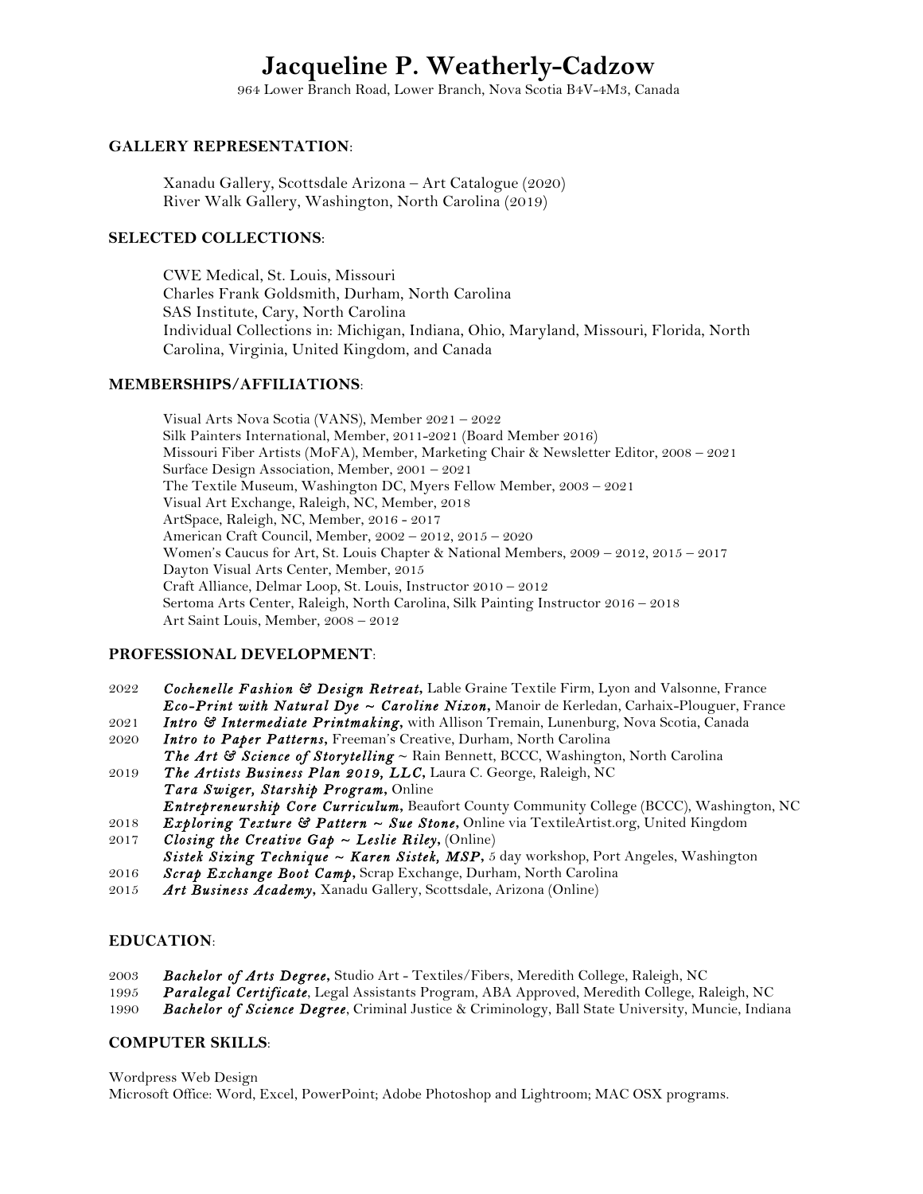# Jacqueline P. Weatherly-Cadzow

964 Lower Branch Road, Lower Branch, Nova Scotia B4V-4M3, Canada

## GALLERY REPRESENTATION:

Xanadu Gallery, Scottsdale Arizona – Art Catalogue (2020)
River Walk Gallery, Washington, North Carolina (2019)

## SELECTED COLLECTIONS:

CWE Medical, St. Louis, Missouri
Charles Frank Goldsmith, Durham, North Carolina
SAS Institute, Cary, North Carolina
Individual Collections in: Michigan, Indiana, Ohio, Maryland, Missouri, Florida, North Carolina, Virginia, United Kingdom, and Canada

## MEMBERSHIPS/AFFILIATIONS:

Visual Arts Nova Scotia (VANS), Member 2021 – 2022
Silk Painters International, Member, 2011-2021 (Board Member 2016)
Missouri Fiber Artists (MoFA), Member, Marketing Chair & Newsletter Editor, 2008 – 2021
Surface Design Association, Member, 2001 – 2021
The Textile Museum, Washington DC, Myers Fellow Member, 2003 – 2021
Visual Art Exchange, Raleigh, NC, Member, 2018
ArtSpace, Raleigh, NC, Member, 2016 - 2017
American Craft Council, Member, 2002 – 2012, 2015 – 2020
Women's Caucus for Art, St. Louis Chapter & National Members, 2009 – 2012, 2015 – 2017
Dayton Visual Arts Center, Member, 2015
Craft Alliance, Delmar Loop, St. Louis, Instructor 2010 – 2012
Sertoma Arts Center, Raleigh, North Carolina, Silk Painting Instructor 2016 – 2018
Art Saint Louis, Member, 2008 – 2012

## PROFESSIONAL DEVELOPMENT:

2022 ***Cochenelle Fashion & Design Retreat,*** Lable Graine Textile Firm, Lyon and Valsonne, France
***Eco-Print with Natural Dye ~ Caroline Nixon,*** Manoir de Kerledan, Carhaix-Plouguer, France
2021 ***Intro & Intermediate Printmaking,*** with Allison Tremain, Lunenburg, Nova Scotia, Canada
2020 ***Intro to Paper Patterns,*** Freeman's Creative, Durham, North Carolina
***The Art & Science of Storytelling*** ~ Rain Bennett, BCCC, Washington, North Carolina
2019 ***The Artists Business Plan 2019, LLC,*** Laura C. George, Raleigh, NC
***Tara Swiger, Starship Program,*** Online
***Entrepreneurship Core Curriculum,*** Beaufort County Community College (BCCC), Washington, NC
2018 ***Exploring Texture & Pattern ~ Sue Stone,*** Online via TextileArtist.org, United Kingdom
2017 ***Closing the Creative Gap ~ Leslie Riley,*** (Online)
***Sistek Sizing Technique ~ Karen Sistek, MSP,*** 5 day workshop, Port Angeles, Washington
2016 ***Scrap Exchange Boot Camp,*** Scrap Exchange, Durham, North Carolina
2015 ***Art Business Academy,*** Xanadu Gallery, Scottsdale, Arizona (Online)

## EDUCATION:

2003 ***Bachelor of Arts Degree,*** Studio Art - Textiles/Fibers, Meredith College, Raleigh, NC
1995 ***Paralegal Certificate***, Legal Assistants Program, ABA Approved, Meredith College, Raleigh, NC
1990 ***Bachelor of Science Degree***, Criminal Justice & Criminology, Ball State University, Muncie, Indiana

## COMPUTER SKILLS:

Wordpress Web Design
Microsoft Office: Word, Excel, PowerPoint; Adobe Photoshop and Lightroom; MAC OSX programs.